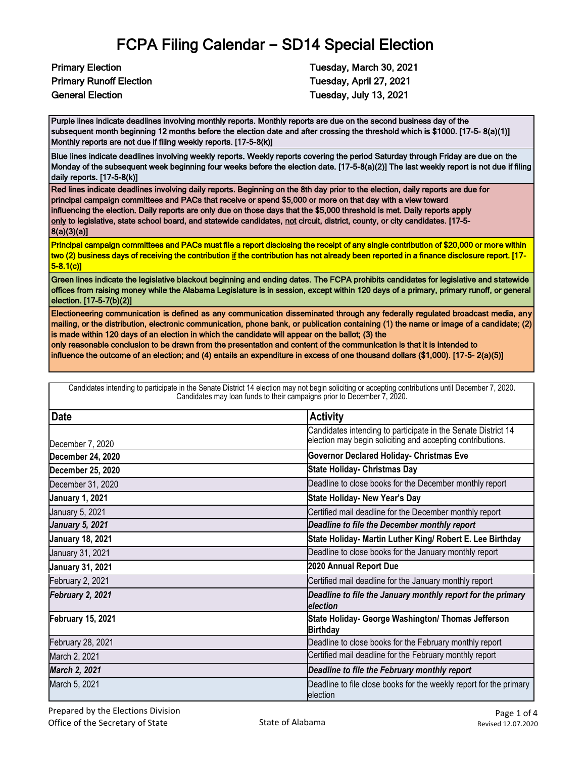# FCPA Filing Calendar – SD14 Special Election

| | |
|---|---|
| **Primary Election** | **Tuesday, March 30, 2021** |
| **Primary Runoff Election** | **Tuesday, April 27, 2021** |
| **General Election** | **Tuesday, July 13, 2021** |

**Purple lines indicate deadlines involving monthly reports. Monthly reports are due on the second business day of the subsequent month beginning 12 months before the election date and after crossing the threshold which is $1000. [17-5- 8(a)(1)] Monthly reports are not due if filing weekly reports. [17-5-8(k)]**

**Blue lines indicate deadlines involving weekly reports. Weekly reports covering the period Saturday through Friday are due on the Monday of the subsequent week beginning four weeks before the election date. [17-5-8(a)(2)] The last weekly report is not due if filing daily reports. [17-5-8(k)]**

**Red lines indicate deadlines involving daily reports. Beginning on the 8th day prior to the election, daily reports are due for principal campaign committees and PACs that receive or spend $5,000 or more on that day with a view toward influencing the election. Daily reports are only due on those days that the $5,000 threshold is met. Daily reports apply only to legislative, state school board, and statewide candidates, not circuit, district, county, or city candidates. [17-5-8(a)(3)(a)]**

**Principal campaign committees and PACs must file a report disclosing the receipt of any single contribution of $20,000 or more within two (2) business days of receiving the contribution if the contribution has not already been reported in a finance disclosure report. [17-5-8.1(c)]**

**Green lines indicate the legislative blackout beginning and ending dates. The FCPA prohibits candidates for legislative and statewide offices from raising money while the Alabama Legislature is in session, except within 120 days of a primary, primary runoff, or general election. [17-5-7(b)(2)]**

**Electioneering communication is defined as any communication disseminated through any federally regulated broadcast media, any mailing, or the distribution, electronic communication, phone bank, or publication containing (1) the name or image of a candidate; (2) is made within 120 days of an election in which the candidate will appear on the ballot; (3) the only reasonable conclusion to be drawn from the presentation and content of the communication is that it is intended to influence the outcome of an election; and (4) entails an expenditure in excess of one thousand dollars ($1,000). [17-5- 2(a)(5)]**

Candidates intending to participate in the Senate District 14 election may not begin soliciting or accepting contributions until December 7, 2020. Candidates may loan funds to their campaigns prior to December 7, 2020.

| Date | Activity |
|---|---|
| December 7, 2020 | Candidates intending to participate in the Senate District 14 election may begin soliciting and accepting contributions. |
| **December 24, 2020** | **Governor Declared Holiday- Christmas Eve** |
| **December 25, 2020** | **State Holiday- Christmas Day** |
| December 31, 2020 | Deadline to close books for the December monthly report |
| **January 1, 2021** | **State Holiday- New Year's Day** |
| January 5, 2021 | Certified mail deadline for the December monthly report |
| ***January 5, 2021*** | ***Deadline to file the December monthly report*** |
| **January 18, 2021** | **State Holiday- Martin Luther King/ Robert E. Lee Birthday** |
| January 31, 2021 | Deadline to close books for the January monthly report |
| **January 31, 2021** | **2020 Annual Report Due** |
| February 2, 2021 | Certified mail deadline for the January monthly report |
| ***February 2, 2021*** | ***Deadline to file the January monthly report for the primary election*** |
| **February 15, 2021** | **State Holiday- George Washington/ Thomas Jefferson Birthday** |
| February 28, 2021 | Deadline to close books for the February monthly report |
| March 2, 2021 | Certified mail deadline for the February monthly report |
| ***March 2, 2021*** | ***Deadline to file the February monthly report*** |
| March 5, 2021 | Deadline to file close books for the weekly report for the primary election |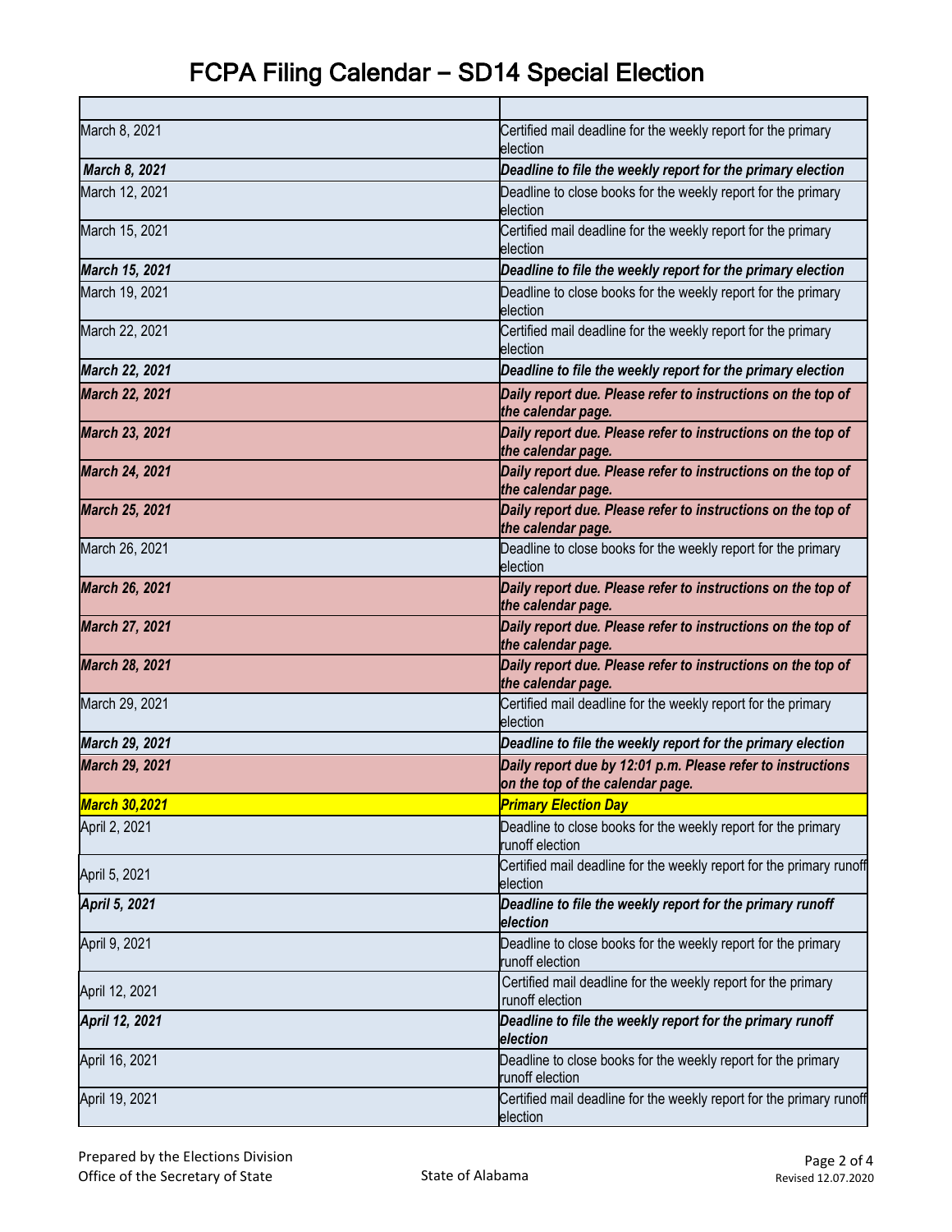# FCPA Filing Calendar – SD14 Special Election

| | |
|---|---|
| March 8, 2021 | Certified mail deadline for the weekly report for the primary election |
| ***March 8, 2021*** | ***Deadline to file the weekly report for the primary election*** |
| March 12, 2021 | Deadline to close books for the weekly report for the primary election |
| March 15, 2021 | Certified mail deadline for the weekly report for the primary election |
| ***March 15, 2021*** | ***Deadline to file the weekly report for the primary election*** |
| March 19, 2021 | Deadline to close books for the weekly report for the primary election |
| March 22, 2021 | Certified mail deadline for the weekly report for the primary election |
| ***March 22, 2021*** | ***Deadline to file the weekly report for the primary election*** |
| ***March 22, 2021*** | ***Daily report due. Please refer to instructions on the top of the calendar page.*** |
| ***March 23, 2021*** | ***Daily report due. Please refer to instructions on the top of the calendar page.*** |
| ***March 24, 2021*** | ***Daily report due. Please refer to instructions on the top of the calendar page.*** |
| ***March 25, 2021*** | ***Daily report due. Please refer to instructions on the top of the calendar page.*** |
| March 26, 2021 | Deadline to close books for the weekly report for the primary election |
| ***March 26, 2021*** | ***Daily report due. Please refer to instructions on the top of the calendar page.*** |
| ***March 27, 2021*** | ***Daily report due. Please refer to instructions on the top of the calendar page.*** |
| ***March 28, 2021*** | ***Daily report due. Please refer to instructions on the top of the calendar page.*** |
| March 29, 2021 | Certified mail deadline for the weekly report for the primary election |
| ***March 29, 2021*** | ***Deadline to file the weekly report for the primary election*** |
| ***March 29, 2021*** | ***Daily report due by 12:01 p.m. Please refer to instructions on the top of the calendar page.*** |
| ***March 30,2021*** | ***Primary Election Day*** |
| April 2, 2021 | Deadline to close books for the weekly report for the primary runoff election |
| April 5, 2021 | Certified mail deadline for the weekly report for the primary runoff election |
| ***April 5, 2021*** | ***Deadline to file the weekly report for the primary runoff election*** |
| April 9, 2021 | Deadline to close books for the weekly report for the primary runoff election |
| April 12, 2021 | Certified mail deadline for the weekly report for the primary runoff election |
| ***April 12, 2021*** | ***Deadline to file the weekly report for the primary runoff election*** |
| April 16, 2021 | Deadline to close books for the weekly report for the primary runoff election |
| April 19, 2021 | Certified mail deadline for the weekly report for the primary runoff election |

Prepared by the Elections Division
Office of the Secretary of State

State of Alabama

Revised 12.07.2020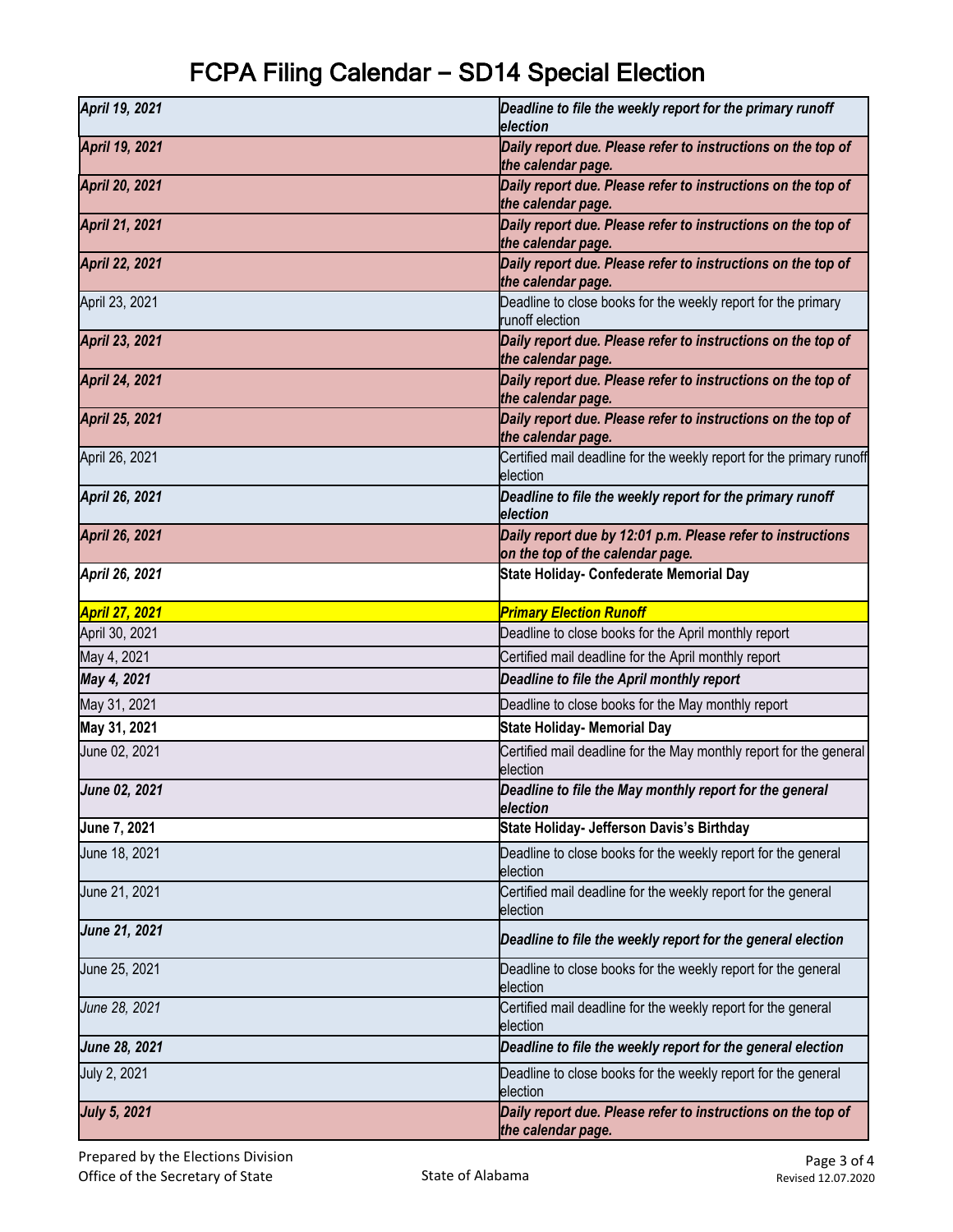# FCPA Filing Calendar – SD14 Special Election

| | |
|---|---|
| ***April 19, 2021*** | ***Deadline to file the weekly report for the primary runoff election*** |
| ***April 19, 2021*** | ***Daily report due. Please refer to instructions on the top of the calendar page.*** |
| ***April 20, 2021*** | ***Daily report due. Please refer to instructions on the top of the calendar page.*** |
| ***April 21, 2021*** | ***Daily report due. Please refer to instructions on the top of the calendar page.*** |
| ***April 22, 2021*** | ***Daily report due. Please refer to instructions on the top of the calendar page.*** |
| April 23, 2021 | Deadline to close books for the weekly report for the primary runoff election |
| ***April 23, 2021*** | ***Daily report due. Please refer to instructions on the top of the calendar page.*** |
| ***April 24, 2021*** | ***Daily report due. Please refer to instructions on the top of the calendar page.*** |
| ***April 25, 2021*** | ***Daily report due. Please refer to instructions on the top of the calendar page.*** |
| April 26, 2021 | Certified mail deadline for the weekly report for the primary runoff election |
| ***April 26, 2021*** | ***Deadline to file the weekly report for the primary runoff election*** |
| ***April 26, 2021*** | ***Daily report due by 12:01 p.m. Please refer to instructions on the top of the calendar page.*** |
| ***April 26, 2021*** | **State Holiday- Confederate Memorial Day** |
| ***April 27, 2021*** | ***Primary Election Runoff*** |
| April 30, 2021 | Deadline to close books for the April monthly report |
| May 4, 2021 | Certified mail deadline for the April monthly report |
| ***May 4, 2021*** | ***Deadline to file the April monthly report*** |
| May 31, 2021 | Deadline to close books for the May monthly report |
| **May 31, 2021** | **State Holiday- Memorial Day** |
| June 02, 2021 | Certified mail deadline for the May monthly report for the general election |
| ***June 02, 2021*** | ***Deadline to file the May monthly report for the general election*** |
| **June 7, 2021** | **State Holiday- Jefferson Davis's Birthday** |
| June 18, 2021 | Deadline to close books for the weekly report for the general election |
| June 21, 2021 | Certified mail deadline for the weekly report for the general election |
| ***June 21, 2021*** | ***Deadline to file the weekly report for the general election*** |
| June 25, 2021 | Deadline to close books for the weekly report for the general election |
| *June 28, 2021* | Certified mail deadline for the weekly report for the general election |
| ***June 28, 2021*** | ***Deadline to file the weekly report for the general election*** |
| July 2, 2021 | Deadline to close books for the weekly report for the general election |
| ***July 5, 2021*** | ***Daily report due. Please refer to instructions on the top of the calendar page.*** |

Prepared by the Elections Division
Office of the Secretary of State

State of Alabama

Revised 12.07.2020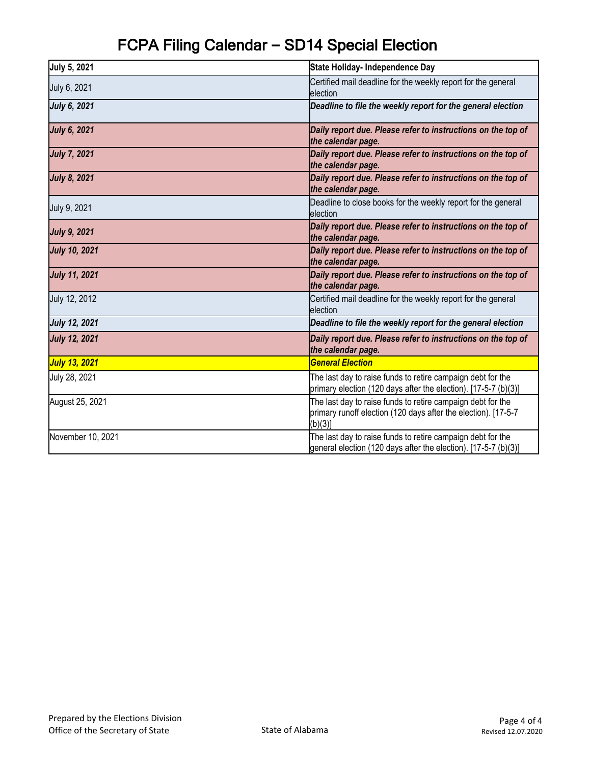# FCPA Filing Calendar – SD14 Special Election

| | |
|---|---|
| **July 5, 2021** | **State Holiday- Independence Day** |
| July 6, 2021 | Certified mail deadline for the weekly report for the general election |
| ***July 6, 2021*** | ***Deadline to file the weekly report for the general election*** |
| ***July 6, 2021*** | ***Daily report due. Please refer to instructions on the top of the calendar page.*** |
| ***July 7, 2021*** | ***Daily report due. Please refer to instructions on the top of the calendar page.*** |
| ***July 8, 2021*** | ***Daily report due. Please refer to instructions on the top of the calendar page.*** |
| July 9, 2021 | Deadline to close books for the weekly report for the general election |
| ***July 9, 2021*** | ***Daily report due. Please refer to instructions on the top of the calendar page.*** |
| ***July 10, 2021*** | ***Daily report due. Please refer to instructions on the top of the calendar page.*** |
| ***July 11, 2021*** | ***Daily report due. Please refer to instructions on the top of the calendar page.*** |
| July 12, 2012 | Certified mail deadline for the weekly report for the general election |
| ***July 12, 2021*** | ***Deadline to file the weekly report for the general election*** |
| ***July 12, 2021*** | ***Daily report due. Please refer to instructions on the top of the calendar page.*** |
| ***July 13, 2021*** | ***General Election*** |
| July 28, 2021 | The last day to raise funds to retire campaign debt for the primary election (120 days after the election). [17-5-7 (b)(3)] |
| August 25, 2021 | The last day to raise funds to retire campaign debt for the primary runoff election (120 days after the election). [17-5-7 (b)(3)] |
| November 10, 2021 | The last day to raise funds to retire campaign debt for the general election (120 days after the election). [17-5-7 (b)(3)] |

Prepared by the Elections Division
Office of the Secretary of State

State of Alabama

Revised 12.07.2020